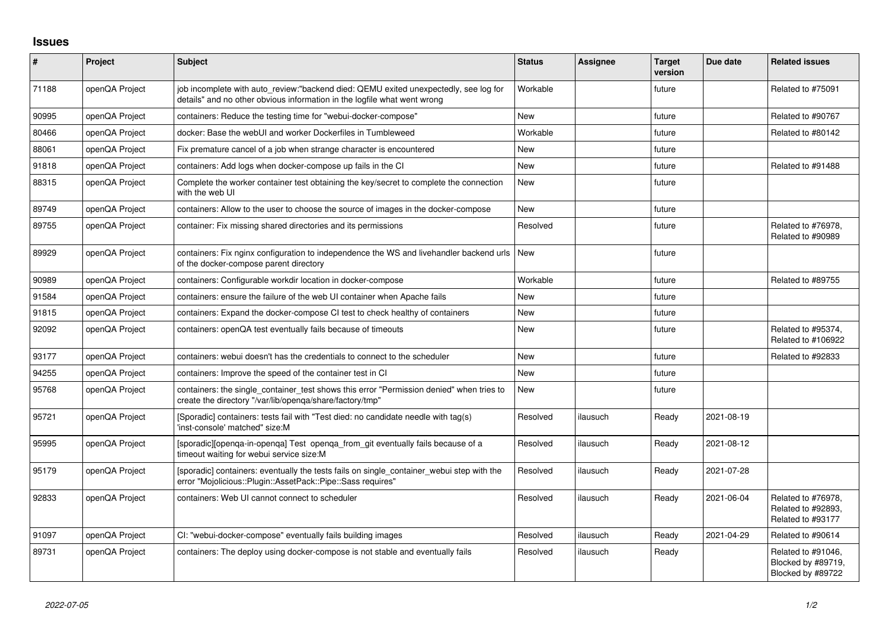# Issues

| # | Project | Subject | Status | Assignee | Target version | Due date | Related issues |
|---|---|---|---|---|---|---|---|
| 71188 | openQA Project | job incomplete with auto_review:"backend died: QEMU exited unexpectedly, see log for details" and no other obvious information in the logfile what went wrong | Workable | | future | | Related to #75091 |
| 90995 | openQA Project | containers: Reduce the testing time for "webui-docker-compose" | New | | future | | Related to #90767 |
| 80466 | openQA Project | docker: Base the webUI and worker Dockerfiles in Tumbleweed | Workable | | future | | Related to #80142 |
| 88061 | openQA Project | Fix premature cancel of a job when strange character is encountered | New | | future | | |
| 91818 | openQA Project | containers: Add logs when docker-compose up fails in the CI | New | | future | | Related to #91488 |
| 88315 | openQA Project | Complete the worker container test obtaining the key/secret to complete the connection with the web UI | New | | future | | |
| 89749 | openQA Project | containers: Allow to the user to choose the source of images in the docker-compose | New | | future | | |
| 89755 | openQA Project | container: Fix missing shared directories and its permissions | Resolved | | future | | Related to #76978, Related to #90989 |
| 89929 | openQA Project | containers: Fix nginx configuration to independence the WS and livehandler backend urls of the docker-compose parent directory | New | | future | | |
| 90989 | openQA Project | containers: Configurable workdir location in docker-compose | Workable | | future | | Related to #89755 |
| 91584 | openQA Project | containers: ensure the failure of the web UI container when Apache fails | New | | future | | |
| 91815 | openQA Project | containers: Expand the docker-compose CI test to check healthy of containers | New | | future | | |
| 92092 | openQA Project | containers: openQA test eventually fails because of timeouts | New | | future | | Related to #95374, Related to #106922 |
| 93177 | openQA Project | containers: webui doesn't has the credentials to connect to the scheduler | New | | future | | Related to #92833 |
| 94255 | openQA Project | containers: Improve the speed of the container test in CI | New | | future | | |
| 95768 | openQA Project | containers: the single_container_test shows this error "Permission denied" when tries to create the directory "/var/lib/openqa/share/factory/tmp" | New | | future | | |
| 95721 | openQA Project | [Sporadic] containers: tests fail with "Test died: no candidate needle with tag(s) 'inst-console' matched" size:M | Resolved | ilausuch | Ready | 2021-08-19 | |
| 95995 | openQA Project | [sporadic][openqa-in-openqa] Test openqa_from_git eventually fails because of a timeout waiting for webui service size:M | Resolved | ilausuch | Ready | 2021-08-12 | |
| 95179 | openQA Project | [sporadic] containers: eventually the tests fails on single_container_webui step with the error "Mojolicious::Plugin::AssetPack::Pipe::Sass requires" | Resolved | ilausuch | Ready | 2021-07-28 | |
| 92833 | openQA Project | containers: Web UI cannot connect to scheduler | Resolved | ilausuch | Ready | 2021-06-04 | Related to #76978, Related to #92893, Related to #93177 |
| 91097 | openQA Project | CI: "webui-docker-compose" eventually fails building images | Resolved | ilausuch | Ready | 2021-04-29 | Related to #90614 |
| 89731 | openQA Project | containers: The deploy using docker-compose is not stable and eventually fails | Resolved | ilausuch | Ready | | Related to #91046, Blocked by #89719, Blocked by #89722 |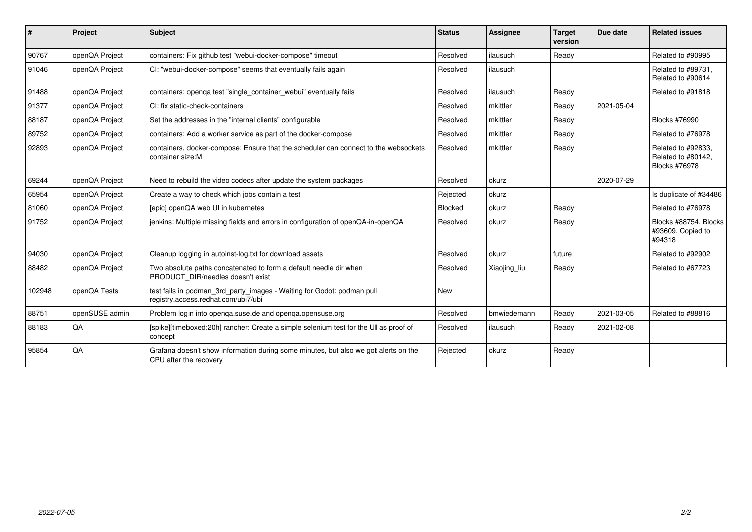| # | Project | Subject | Status | Assignee | Target version | Due date | Related issues |
|---|---|---|---|---|---|---|---|
| 90767 | openQA Project | containers: Fix github test "webui-docker-compose" timeout | Resolved | ilausuch | Ready | | Related to #90995 |
| 91046 | openQA Project | CI: "webui-docker-compose" seems that eventually fails again | Resolved | ilausuch | | | Related to #89731, Related to #90614 |
| 91488 | openQA Project | containers: openqa test "single_container_webui" eventually fails | Resolved | ilausuch | Ready | | Related to #91818 |
| 91377 | openQA Project | CI: fix static-check-containers | Resolved | mkittler | Ready | 2021-05-04 | |
| 88187 | openQA Project | Set the addresses in the "internal clients" configurable | Resolved | mkittler | Ready | | Blocks #76990 |
| 89752 | openQA Project | containers: Add a worker service as part of the docker-compose | Resolved | mkittler | Ready | | Related to #76978 |
| 92893 | openQA Project | containers, docker-compose: Ensure that the scheduler can connect to the websockets container size:M | Resolved | mkittler | Ready | | Related to #92833, Related to #80142, Blocks #76978 |
| 69244 | openQA Project | Need to rebuild the video codecs after update the system packages | Resolved | okurz | | 2020-07-29 | |
| 65954 | openQA Project | Create a way to check which jobs contain a test | Rejected | okurz | | | Is duplicate of #34486 |
| 81060 | openQA Project | [epic] openQA web UI in kubernetes | Blocked | okurz | Ready | | Related to #76978 |
| 91752 | openQA Project | jenkins: Multiple missing fields and errors in configuration of openQA-in-openQA | Resolved | okurz | Ready | | Blocks #88754, Blocks #93609, Copied to #94318 |
| 94030 | openQA Project | Cleanup logging in autoinst-log.txt for download assets | Resolved | okurz | future | | Related to #92902 |
| 88482 | openQA Project | Two absolute paths concatenated to form a default needle dir when PRODUCT_DIR/needles doesn't exist | Resolved | Xiaojing_liu | Ready | | Related to #67723 |
| 102948 | openQA Tests | test fails in podman_3rd_party_images - Waiting for Godot: podman pull registry.access.redhat.com/ubi7/ubi | New | | | | |
| 88751 | openSUSE admin | Problem login into openqa.suse.de and openqa.opensuse.org | Resolved | bmwiedemann | Ready | 2021-03-05 | Related to #88816 |
| 88183 | QA | [spike][timeboxed:20h] rancher: Create a simple selenium test for the UI as proof of concept | Resolved | ilausuch | Ready | 2021-02-08 | |
| 95854 | QA | Grafana doesn't show information during some minutes, but also we got alerts on the CPU after the recovery | Rejected | okurz | Ready | | |